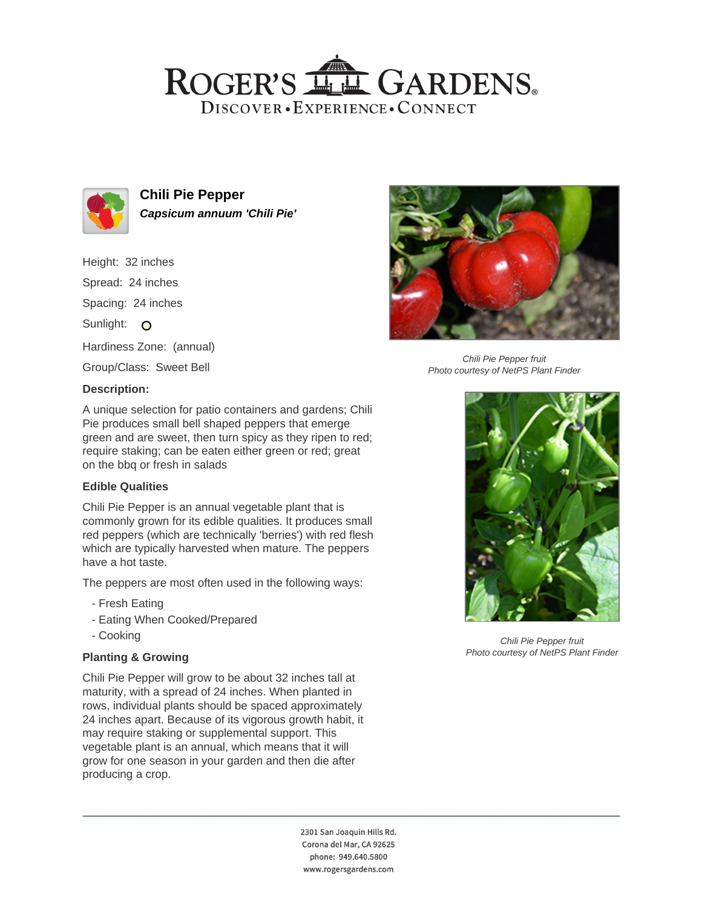# ROGER'S GARDENS

DISCOVER • EXPERIENCE • CONNECT

## Chili Pie Pepper

***Capsicum annuum 'Chili Pie'***

Height: 32 inches

Spread: 24 inches

Spacing: 24 inches

Sunlight: 

Hardiness Zone: (annual)

Group/Class: Sweet Bell

### Description:

A unique selection for patio containers and gardens; Chili Pie produces small bell shaped peppers that emerge green and are sweet, then turn spicy as they ripen to red; require staking; can be eaten either green or red; great on the bbq or fresh in salads

### Edible Qualities

Chili Pie Pepper is an annual vegetable plant that is commonly grown for its edible qualities. It produces small red peppers (which are technically 'berries') with red flesh which are typically harvested when mature. The peppers have a hot taste.

The peppers are most often used in the following ways:

- Fresh Eating
- Eating When Cooked/Prepared
- Cooking

### Planting & Growing

Chili Pie Pepper will grow to be about 32 inches tall at maturity, with a spread of 24 inches. When planted in rows, individual plants should be spaced approximately 24 inches apart. Because of its vigorous growth habit, it may require staking or supplemental support. This vegetable plant is an annual, which means that it will grow for one season in your garden and then die after producing a crop.

*Chili Pie Pepper fruit*
*Photo courtesy of NetPS Plant Finder*

*Chili Pie Pepper fruit*
*Photo courtesy of NetPS Plant Finder*

2301 San Joaquin Hills Rd.
Corona del Mar, CA 92625
phone: 949.640.5800
www.rogersgardens.com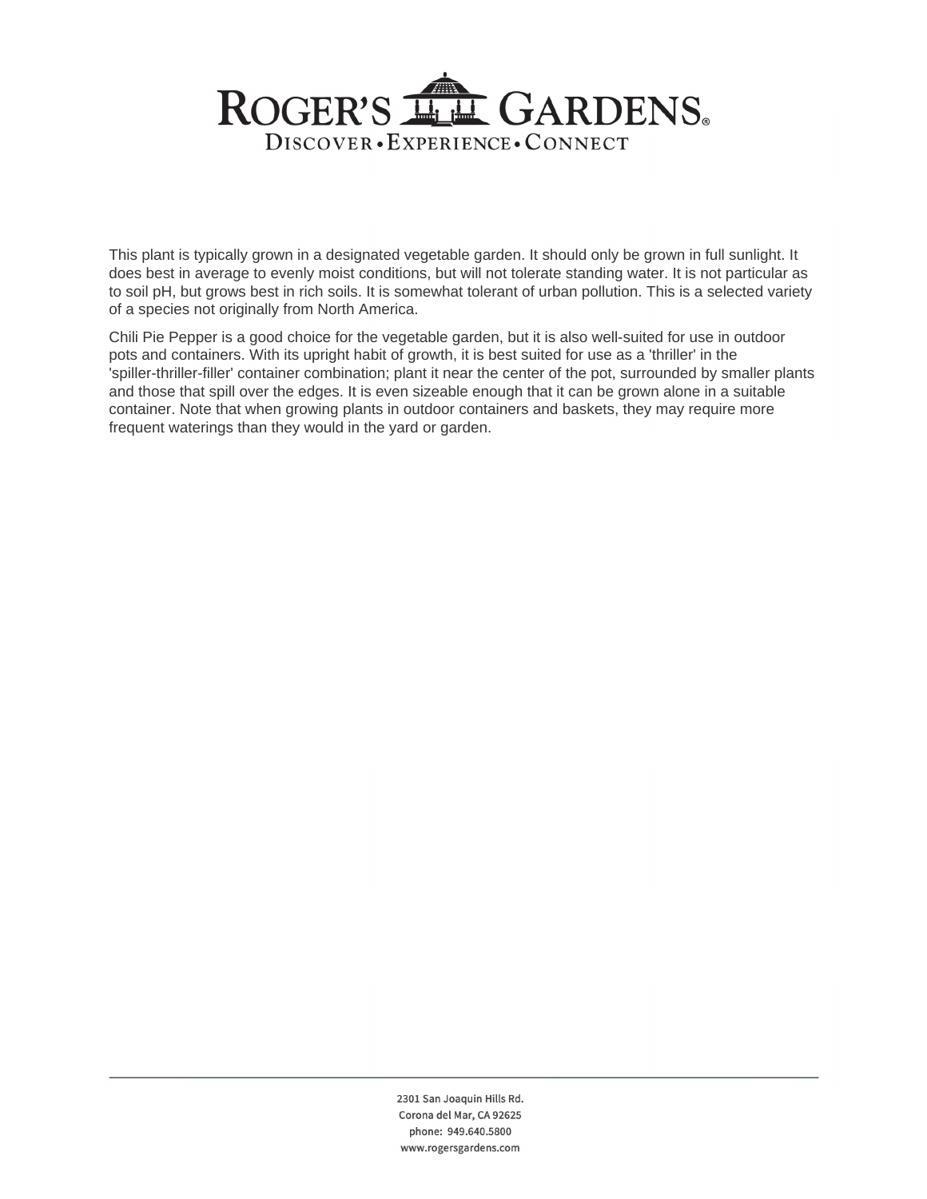This plant is typically grown in a designated vegetable garden. It should only be grown in full sunlight. It does best in average to evenly moist conditions, but will not tolerate standing water. It is not particular as to soil pH, but grows best in rich soils. It is somewhat tolerant of urban pollution. This is a selected variety of a species not originally from North America.

Chili Pie Pepper is a good choice for the vegetable garden, but it is also well-suited for use in outdoor pots and containers. With its upright habit of growth, it is best suited for use as a 'thriller' in the 'spiller-thriller-filler' container combination; plant it near the center of the pot, surrounded by smaller plants and those that spill over the edges. It is even sizeable enough that it can be grown alone in a suitable container. Note that when growing plants in outdoor containers and baskets, they may require more frequent waterings than they would in the yard or garden.